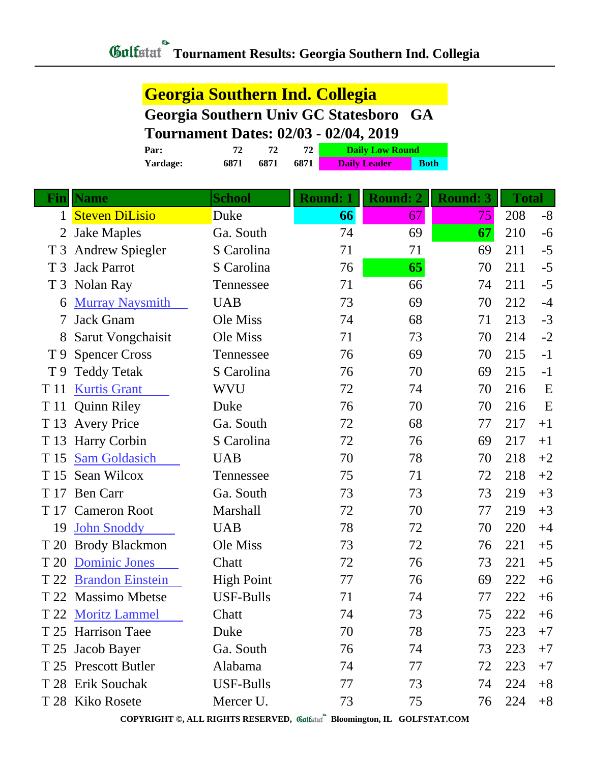# Golfstat Tournament Results: Georgia Southern Ind. Collegia

## Georgia Southern Ind. Collegia

**Georgia Southern Univ GC Statesboro GA**

**Tournament Dates: 02/03 - 02/04, 2019**

| | | | | |
|---|---|---|---|---|
| **Par:** | 72 | 72 | 72 | Daily Low Round |
| **Yardage:** | 6871 | 6871 | 6871 | Daily Leader / Both |

| Fin | Name | School | Round: 1 | Round: 2 | Round: 3 | Total | |
|---|---|---|---|---|---|---|---|
| 1 | Steven DiLisio | Duke | 66 | 67 | 75 | 208 | -8 |
| 2 | Jake Maples | Ga. South | 74 | 69 | 67 | 210 | -6 |
| T 3 | Andrew Spiegler | S Carolina | 71 | 71 | 69 | 211 | -5 |
| T 3 | Jack Parrot | S Carolina | 76 | 65 | 70 | 211 | -5 |
| T 3 | Nolan Ray | Tennessee | 71 | 66 | 74 | 211 | -5 |
| 6 | Murray Naysmith | UAB | 73 | 69 | 70 | 212 | -4 |
| 7 | Jack Gnam | Ole Miss | 74 | 68 | 71 | 213 | -3 |
| 8 | Sarut Vongchaisit | Ole Miss | 71 | 73 | 70 | 214 | -2 |
| T 9 | Spencer Cross | Tennessee | 76 | 69 | 70 | 215 | -1 |
| T 9 | Teddy Tetak | S Carolina | 76 | 70 | 69 | 215 | -1 |
| T 11 | Kurtis Grant | WVU | 72 | 74 | 70 | 216 | E |
| T 11 | Quinn Riley | Duke | 76 | 70 | 70 | 216 | E |
| T 13 | Avery Price | Ga. South | 72 | 68 | 77 | 217 | +1 |
| T 13 | Harry Corbin | S Carolina | 72 | 76 | 69 | 217 | +1 |
| T 15 | Sam Goldasich | UAB | 70 | 78 | 70 | 218 | +2 |
| T 15 | Sean Wilcox | Tennessee | 75 | 71 | 72 | 218 | +2 |
| T 17 | Ben Carr | Ga. South | 73 | 73 | 73 | 219 | +3 |
| T 17 | Cameron Root | Marshall | 72 | 70 | 77 | 219 | +3 |
| 19 | John Snoddy | UAB | 78 | 72 | 70 | 220 | +4 |
| T 20 | Brody Blackmon | Ole Miss | 73 | 72 | 76 | 221 | +5 |
| T 20 | Dominic Jones | Chatt | 72 | 76 | 73 | 221 | +5 |
| T 22 | Brandon Einstein | High Point | 77 | 76 | 69 | 222 | +6 |
| T 22 | Massimo Mbetse | USF-Bulls | 71 | 74 | 77 | 222 | +6 |
| T 22 | Moritz Lammel | Chatt | 74 | 73 | 75 | 222 | +6 |
| T 25 | Harrison Taee | Duke | 70 | 78 | 75 | 223 | +7 |
| T 25 | Jacob Bayer | Ga. South | 76 | 74 | 73 | 223 | +7 |
| T 25 | Prescott Butler | Alabama | 74 | 77 | 72 | 223 | +7 |
| T 28 | Erik Souchak | USF-Bulls | 77 | 73 | 74 | 224 | +8 |
| T 28 | Kiko Rosete | Mercer U. | 73 | 75 | 76 | 224 | +8 |

COPYRIGHT ©, ALL RIGHTS RESERVED, Golfstat Bloomington, IL GOLFSTAT.COM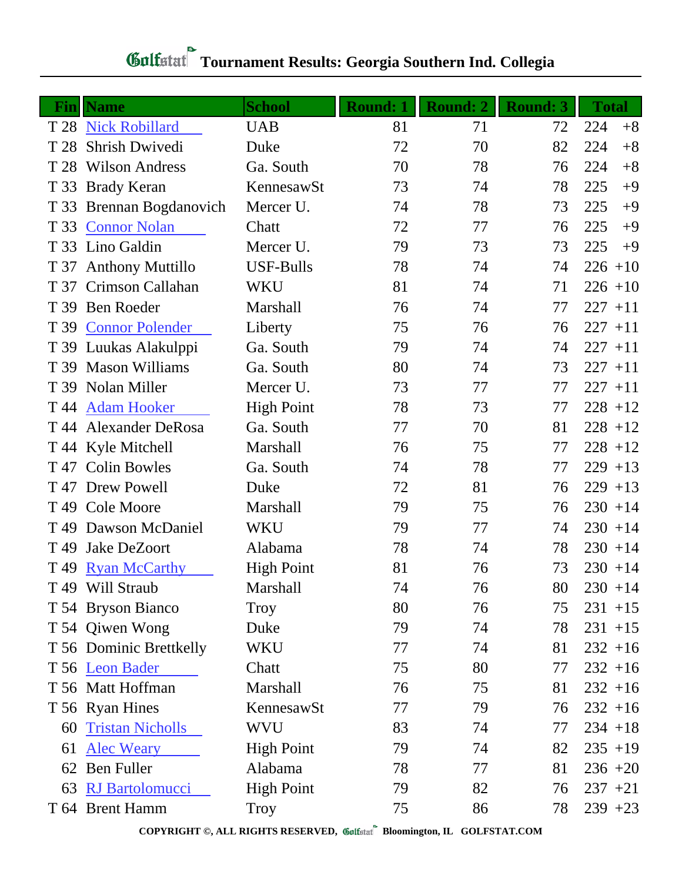# Tournament Results: Georgia Southern Ind. Collegia

| Fin | Name | School | Round: 1 | Round: 2 | Round: 3 | Total | |
|---|---|---|---|---|---|---|---|
| T 28 | Nick Robillard | UAB | 81 | 71 | 72 | 224 | +8 |
| T 28 | Shrish Dwivedi | Duke | 72 | 70 | 82 | 224 | +8 |
| T 28 | Wilson Andress | Ga. South | 70 | 78 | 76 | 224 | +8 |
| T 33 | Brady Keran | KennesawSt | 73 | 74 | 78 | 225 | +9 |
| T 33 | Brennan Bogdanovich | Mercer U. | 74 | 78 | 73 | 225 | +9 |
| T 33 | Connor Nolan | Chatt | 72 | 77 | 76 | 225 | +9 |
| T 33 | Lino Galdin | Mercer U. | 79 | 73 | 73 | 225 | +9 |
| T 37 | Anthony Muttillo | USF-Bulls | 78 | 74 | 74 | 226 | +10 |
| T 37 | Crimson Callahan | WKU | 81 | 74 | 71 | 226 | +10 |
| T 39 | Ben Roeder | Marshall | 76 | 74 | 77 | 227 | +11 |
| T 39 | Connor Polender | Liberty | 75 | 76 | 76 | 227 | +11 |
| T 39 | Luukas Alakulppi | Ga. South | 79 | 74 | 74 | 227 | +11 |
| T 39 | Mason Williams | Ga. South | 80 | 74 | 73 | 227 | +11 |
| T 39 | Nolan Miller | Mercer U. | 73 | 77 | 77 | 227 | +11 |
| T 44 | Adam Hooker | High Point | 78 | 73 | 77 | 228 | +12 |
| T 44 | Alexander DeRosa | Ga. South | 77 | 70 | 81 | 228 | +12 |
| T 44 | Kyle Mitchell | Marshall | 76 | 75 | 77 | 228 | +12 |
| T 47 | Colin Bowles | Ga. South | 74 | 78 | 77 | 229 | +13 |
| T 47 | Drew Powell | Duke | 72 | 81 | 76 | 229 | +13 |
| T 49 | Cole Moore | Marshall | 79 | 75 | 76 | 230 | +14 |
| T 49 | Dawson McDaniel | WKU | 79 | 77 | 74 | 230 | +14 |
| T 49 | Jake DeZoort | Alabama | 78 | 74 | 78 | 230 | +14 |
| T 49 | Ryan McCarthy | High Point | 81 | 76 | 73 | 230 | +14 |
| T 49 | Will Straub | Marshall | 74 | 76 | 80 | 230 | +14 |
| T 54 | Bryson Bianco | Troy | 80 | 76 | 75 | 231 | +15 |
| T 54 | Qiwen Wong | Duke | 79 | 74 | 78 | 231 | +15 |
| T 56 | Dominic Brettkelly | WKU | 77 | 74 | 81 | 232 | +16 |
| T 56 | Leon Bader | Chatt | 75 | 80 | 77 | 232 | +16 |
| T 56 | Matt Hoffman | Marshall | 76 | 75 | 81 | 232 | +16 |
| T 56 | Ryan Hines | KennesawSt | 77 | 79 | 76 | 232 | +16 |
| 60 | Tristan Nicholls | WVU | 83 | 74 | 77 | 234 | +18 |
| 61 | Alec Weary | High Point | 79 | 74 | 82 | 235 | +19 |
| 62 | Ben Fuller | Alabama | 78 | 77 | 81 | 236 | +20 |
| 63 | RJ Bartolomucci | High Point | 79 | 82 | 76 | 237 | +21 |
| T 64 | Brent Hamm | Troy | 75 | 86 | 78 | 239 | +23 |

COPYRIGHT ©, ALL RIGHTS RESERVED, Golfstat Bloomington, IL GOLFSTAT.COM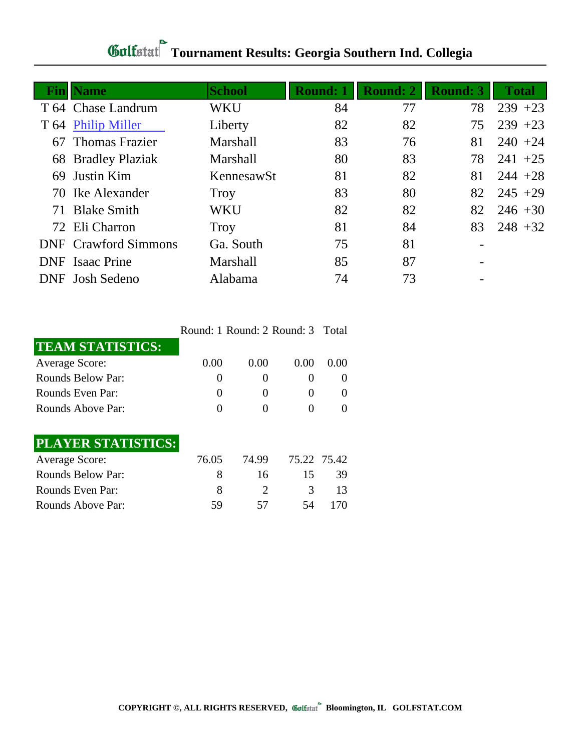# Golfstat Tournament Results: Georgia Southern Ind. Collegia

| Fin | Name | School | Round: 1 | Round: 2 | Round: 3 | Total | |
|---|---|---|---|---|---|---|---|
| T 64 | Chase Landrum | WKU | 84 | 77 | 78 | 239 | +23 |
| T 64 | Philip Miller | Liberty | 82 | 82 | 75 | 239 | +23 |
| 67 | Thomas Frazier | Marshall | 83 | 76 | 81 | 240 | +24 |
| 68 | Bradley Plaziak | Marshall | 80 | 83 | 78 | 241 | +25 |
| 69 | Justin Kim | KennesawSt | 81 | 82 | 81 | 244 | +28 |
| 70 | Ike Alexander | Troy | 83 | 80 | 82 | 245 | +29 |
| 71 | Blake Smith | WKU | 82 | 82 | 82 | 246 | +30 |
| 72 | Eli Charron | Troy | 81 | 84 | 83 | 248 | +32 |
| DNF | Crawford Simmons | Ga. South | 75 | 81 | - | | |
| DNF | Isaac Prine | Marshall | 85 | 87 | - | | |
| DNF | Josh Sedeno | Alabama | 74 | 73 | - | | |

| TEAM STATISTICS: | Round: 1 | Round: 2 | Round: 3 | Total |
|---|---|---|---|---|
| Average Score: | 0.00 | 0.00 | 0.00 | 0.00 |
| Rounds Below Par: | 0 | 0 | 0 | 0 |
| Rounds Even Par: | 0 | 0 | 0 | 0 |
| Rounds Above Par: | 0 | 0 | 0 | 0 |

| PLAYER STATISTICS: | Round: 1 | Round: 2 | Round: 3 | Total |
|---|---|---|---|---|
| Average Score: | 76.05 | 74.99 | 75.22 | 75.42 |
| Rounds Below Par: | 8 | 16 | 15 | 39 |
| Rounds Even Par: | 8 | 2 | 3 | 13 |
| Rounds Above Par: | 59 | 57 | 54 | 170 |

COPYRIGHT ©, ALL RIGHTS RESERVED, Golfstat Bloomington, IL GOLFSTAT.COM